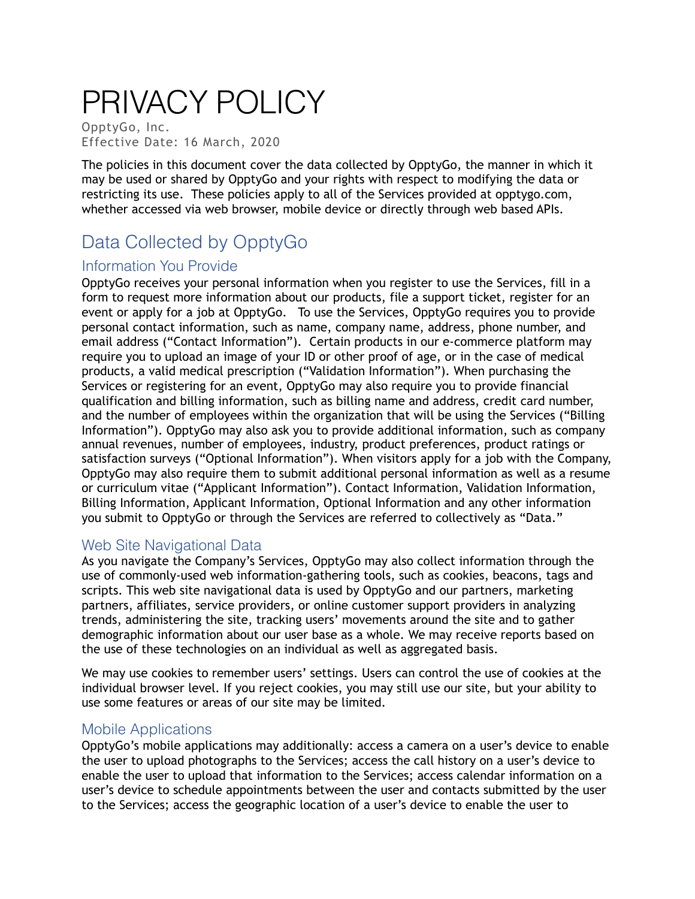# PRIVACY POLICY

OpptyGo, Inc.
Effective Date: 16 March, 2020

The policies in this document cover the data collected by OpptyGo, the manner in which it may be used or shared by OpptyGo and your rights with respect to modifying the data or restricting its use. These policies apply to all of the Services provided at opptygo.com, whether accessed via web browser, mobile device or directly through web based APIs.

## Data Collected by OpptyGo

### Information You Provide

OpptyGo receives your personal information when you register to use the Services, fill in a form to request more information about our products, file a support ticket, register for an event or apply for a job at OpptyGo. To use the Services, OpptyGo requires you to provide personal contact information, such as name, company name, address, phone number, and email address ("Contact Information"). Certain products in our e-commerce platform may require you to upload an image of your ID or other proof of age, or in the case of medical products, a valid medical prescription ("Validation Information"). When purchasing the Services or registering for an event, OpptyGo may also require you to provide financial qualification and billing information, such as billing name and address, credit card number, and the number of employees within the organization that will be using the Services ("Billing Information"). OpptyGo may also ask you to provide additional information, such as company annual revenues, number of employees, industry, product preferences, product ratings or satisfaction surveys ("Optional Information"). When visitors apply for a job with the Company, OpptyGo may also require them to submit additional personal information as well as a resume or curriculum vitae ("Applicant Information"). Contact Information, Validation Information, Billing Information, Applicant Information, Optional Information and any other information you submit to OpptyGo or through the Services are referred to collectively as "Data."

### Web Site Navigational Data

As you navigate the Company's Services, OpptyGo may also collect information through the use of commonly-used web information-gathering tools, such as cookies, beacons, tags and scripts. This web site navigational data is used by OpptyGo and our partners, marketing partners, affiliates, service providers, or online customer support providers in analyzing trends, administering the site, tracking users' movements around the site and to gather demographic information about our user base as a whole. We may receive reports based on the use of these technologies on an individual as well as aggregated basis.

We may use cookies to remember users' settings. Users can control the use of cookies at the individual browser level. If you reject cookies, you may still use our site, but your ability to use some features or areas of our site may be limited.

### Mobile Applications

OpptyGo's mobile applications may additionally: access a camera on a user's device to enable the user to upload photographs to the Services; access the call history on a user's device to enable the user to upload that information to the Services; access calendar information on a user's device to schedule appointments between the user and contacts submitted by the user to the Services; access the geographic location of a user's device to enable the user to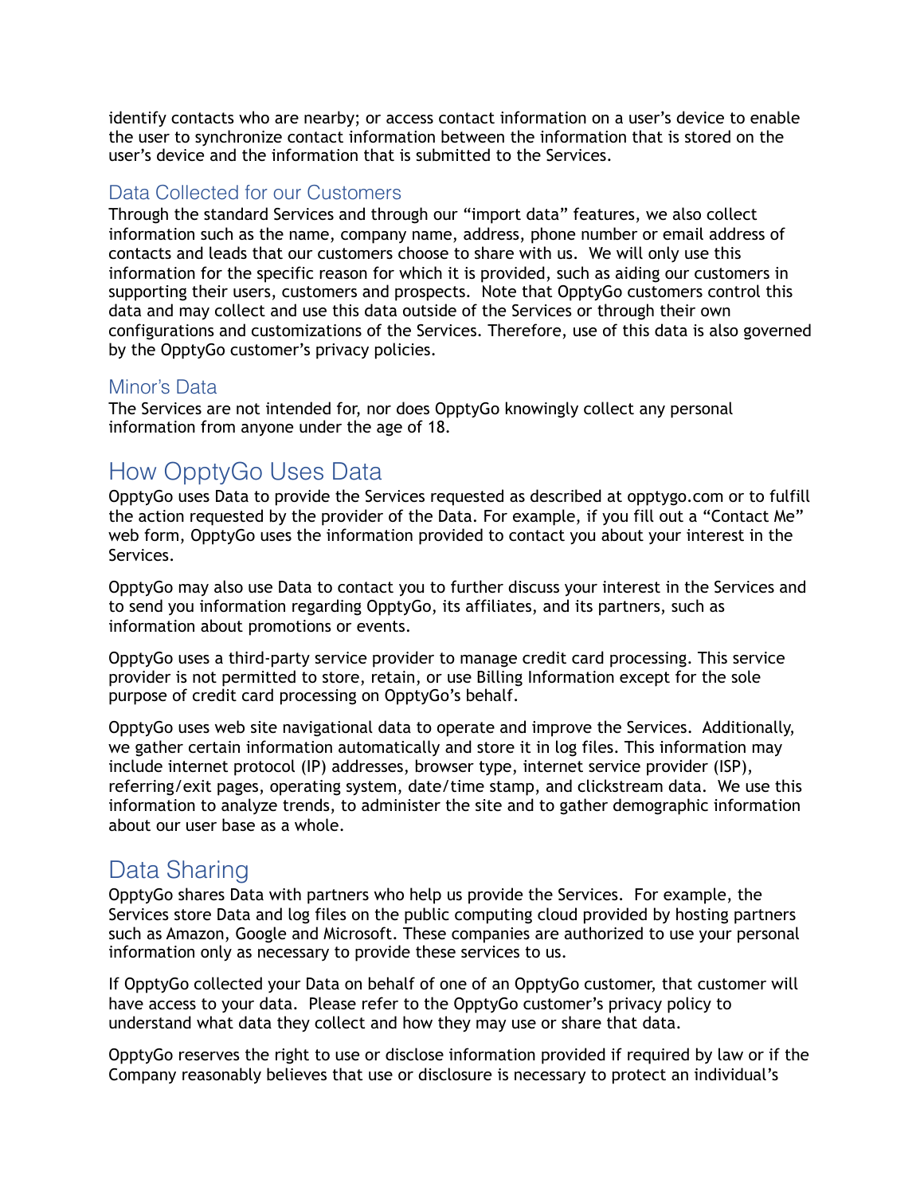identify contacts who are nearby; or access contact information on a user's device to enable the user to synchronize contact information between the information that is stored on the user's device and the information that is submitted to the Services.

### Data Collected for our Customers

Through the standard Services and through our "import data" features, we also collect information such as the name, company name, address, phone number or email address of contacts and leads that our customers choose to share with us. We will only use this information for the specific reason for which it is provided, such as aiding our customers in supporting their users, customers and prospects. Note that OpptyGo customers control this data and may collect and use this data outside of the Services or through their own configurations and customizations of the Services. Therefore, use of this data is also governed by the OpptyGo customer's privacy policies.

### Minor's Data

The Services are not intended for, nor does OpptyGo knowingly collect any personal information from anyone under the age of 18.

## How OpptyGo Uses Data

OpptyGo uses Data to provide the Services requested as described at opptygo.com or to fulfill the action requested by the provider of the Data. For example, if you fill out a "Contact Me" web form, OpptyGo uses the information provided to contact you about your interest in the Services.

OpptyGo may also use Data to contact you to further discuss your interest in the Services and to send you information regarding OpptyGo, its affiliates, and its partners, such as information about promotions or events.

OpptyGo uses a third-party service provider to manage credit card processing. This service provider is not permitted to store, retain, or use Billing Information except for the sole purpose of credit card processing on OpptyGo's behalf.

OpptyGo uses web site navigational data to operate and improve the Services. Additionally, we gather certain information automatically and store it in log files. This information may include internet protocol (IP) addresses, browser type, internet service provider (ISP), referring/exit pages, operating system, date/time stamp, and clickstream data. We use this information to analyze trends, to administer the site and to gather demographic information about our user base as a whole.

## Data Sharing

OpptyGo shares Data with partners who help us provide the Services. For example, the Services store Data and log files on the public computing cloud provided by hosting partners such as Amazon, Google and Microsoft. These companies are authorized to use your personal information only as necessary to provide these services to us.

If OpptyGo collected your Data on behalf of one of an OpptyGo customer, that customer will have access to your data. Please refer to the OpptyGo customer's privacy policy to understand what data they collect and how they may use or share that data.

OpptyGo reserves the right to use or disclose information provided if required by law or if the Company reasonably believes that use or disclosure is necessary to protect an individual's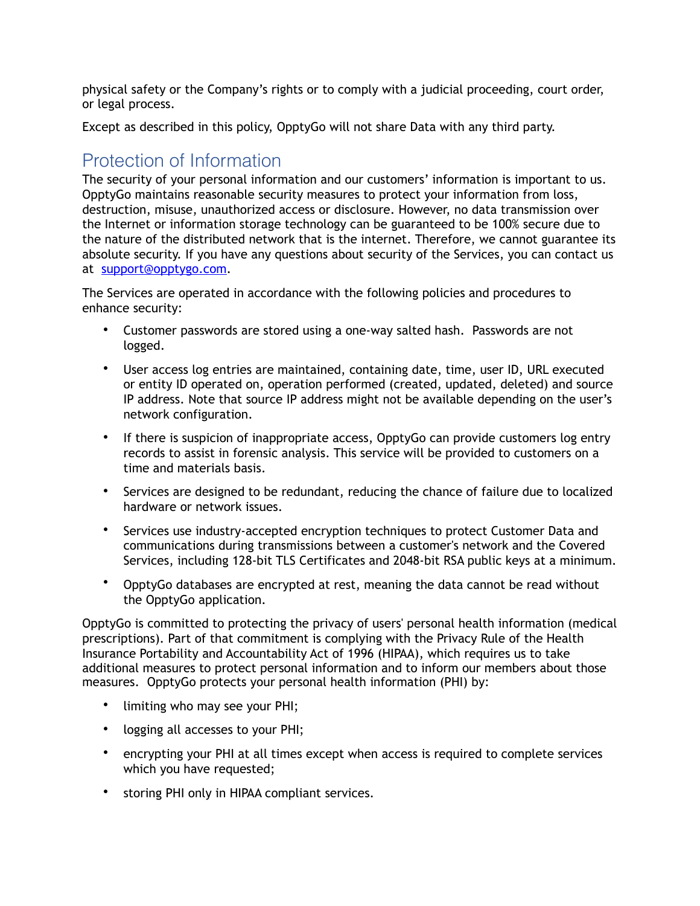physical safety or the Company's rights or to comply with a judicial proceeding, court order, or legal process.

Except as described in this policy, OpptyGo will not share Data with any third party.

## Protection of Information

The security of your personal information and our customers' information is important to us. OpptyGo maintains reasonable security measures to protect your information from loss, destruction, misuse, unauthorized access or disclosure. However, no data transmission over the Internet or information storage technology can be guaranteed to be 100% secure due to the nature of the distributed network that is the internet. Therefore, we cannot guarantee its absolute security. If you have any questions about security of the Services, you can contact us at support@opptygo.com.

The Services are operated in accordance with the following policies and procedures to enhance security:

- Customer passwords are stored using a one-way salted hash. Passwords are not logged.
- User access log entries are maintained, containing date, time, user ID, URL executed or entity ID operated on, operation performed (created, updated, deleted) and source IP address. Note that source IP address might not be available depending on the user's network configuration.
- If there is suspicion of inappropriate access, OpptyGo can provide customers log entry records to assist in forensic analysis. This service will be provided to customers on a time and materials basis.
- Services are designed to be redundant, reducing the chance of failure due to localized hardware or network issues.
- Services use industry-accepted encryption techniques to protect Customer Data and communications during transmissions between a customer's network and the Covered Services, including 128-bit TLS Certificates and 2048-bit RSA public keys at a minimum.
- OpptyGo databases are encrypted at rest, meaning the data cannot be read without the OpptyGo application.

OpptyGo is committed to protecting the privacy of users' personal health information (medical prescriptions). Part of that commitment is complying with the Privacy Rule of the Health Insurance Portability and Accountability Act of 1996 (HIPAA), which requires us to take additional measures to protect personal information and to inform our members about those measures. OpptyGo protects your personal health information (PHI) by:

- limiting who may see your PHI;
- logging all accesses to your PHI;
- encrypting your PHI at all times except when access is required to complete services which you have requested;
- storing PHI only in HIPAA compliant services.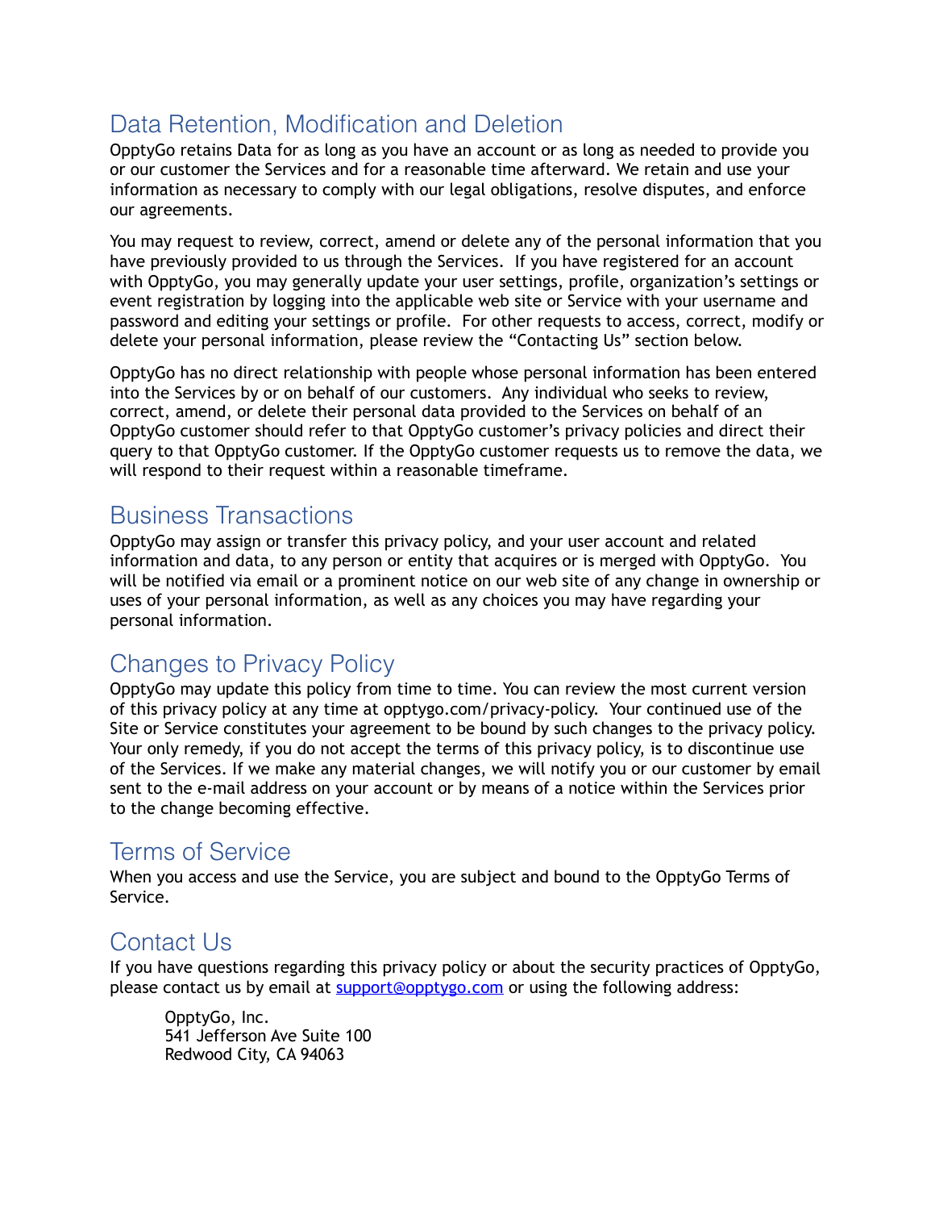## Data Retention, Modification and Deletion

OpptyGo retains Data for as long as you have an account or as long as needed to provide you or our customer the Services and for a reasonable time afterward. We retain and use your information as necessary to comply with our legal obligations, resolve disputes, and enforce our agreements.

You may request to review, correct, amend or delete any of the personal information that you have previously provided to us through the Services. If you have registered for an account with OpptyGo, you may generally update your user settings, profile, organization's settings or event registration by logging into the applicable web site or Service with your username and password and editing your settings or profile. For other requests to access, correct, modify or delete your personal information, please review the "Contacting Us" section below.

OpptyGo has no direct relationship with people whose personal information has been entered into the Services by or on behalf of our customers. Any individual who seeks to review, correct, amend, or delete their personal data provided to the Services on behalf of an OpptyGo customer should refer to that OpptyGo customer's privacy policies and direct their query to that OpptyGo customer. If the OpptyGo customer requests us to remove the data, we will respond to their request within a reasonable timeframe.

## Business Transactions

OpptyGo may assign or transfer this privacy policy, and your user account and related information and data, to any person or entity that acquires or is merged with OpptyGo. You will be notified via email or a prominent notice on our web site of any change in ownership or uses of your personal information, as well as any choices you may have regarding your personal information.

## Changes to Privacy Policy

OpptyGo may update this policy from time to time. You can review the most current version of this privacy policy at any time at opptygo.com/privacy-policy. Your continued use of the Site or Service constitutes your agreement to be bound by such changes to the privacy policy. Your only remedy, if you do not accept the terms of this privacy policy, is to discontinue use of the Services. If we make any material changes, we will notify you or our customer by email sent to the e-mail address on your account or by means of a notice within the Services prior to the change becoming effective.

## Terms of Service

When you access and use the Service, you are subject and bound to the OpptyGo Terms of Service.

## Contact Us

If you have questions regarding this privacy policy or about the security practices of OpptyGo, please contact us by email at support@opptygo.com or using the following address:

> OpptyGo, Inc.
> 541 Jefferson Ave Suite 100
> Redwood City, CA 94063